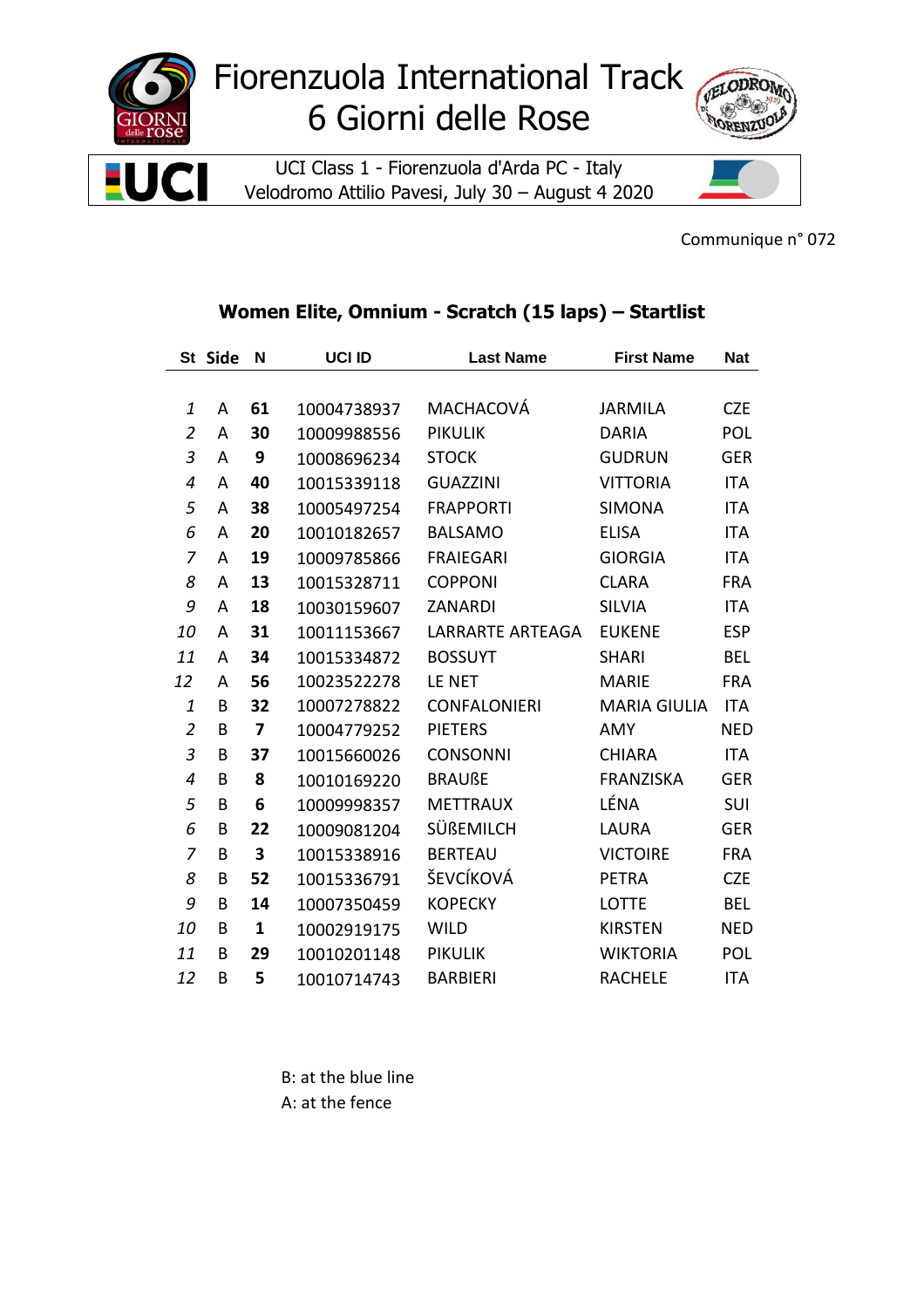# Fiorenzuola International Track
# 6 Giorni delle Rose

UCI Class 1 - Fiorenzuola d'Arda PC - Italy
Velodromo Attilio Pavesi, July 30 – August 4 2020

Communique n° 072

## Women Elite, Omnium - Scratch (15 laps) – Startlist

| St | Side | N | UCI ID | Last Name | First Name | Nat |
|---|---|---|---|---|---|---|
| *1* | A | **61** | 10004738937 | MACHACOVÁ | JARMILA | CZE |
| *2* | A | **30** | 10009988556 | PIKULIK | DARIA | POL |
| *3* | A | **9** | 10008696234 | STOCK | GUDRUN | GER |
| *4* | A | **40** | 10015339118 | GUAZZINI | VITTORIA | ITA |
| *5* | A | **38** | 10005497254 | FRAPPORTI | SIMONA | ITA |
| *6* | A | **20** | 10010182657 | BALSAMO | ELISA | ITA |
| *7* | A | **19** | 10009785866 | FRAIEGARI | GIORGIA | ITA |
| *8* | A | **13** | 10015328711 | COPPONI | CLARA | FRA |
| *9* | A | **18** | 10030159607 | ZANARDI | SILVIA | ITA |
| *10* | A | **31** | 10011153667 | LARRARTE ARTEAGA | EUKENE | ESP |
| *11* | A | **34** | 10015334872 | BOSSUYT | SHARI | BEL |
| *12* | A | **56** | 10023522278 | LE NET | MARIE | FRA |
| *1* | B | **32** | 10007278822 | CONFALONIERI | MARIA GIULIA | ITA |
| *2* | B | **7** | 10004779252 | PIETERS | AMY | NED |
| *3* | B | **37** | 10015660026 | CONSONNI | CHIARA | ITA |
| *4* | B | **8** | 10010169220 | BRAUßE | FRANZISKA | GER |
| *5* | B | **6** | 10009998357 | METTRAUX | LÉNA | SUI |
| *6* | B | **22** | 10009081204 | SÜßEMILCH | LAURA | GER |
| *7* | B | **3** | 10015338916 | BERTEAU | VICTOIRE | FRA |
| *8* | B | **52** | 10015336791 | ŠEVCÍKOVÁ | PETRA | CZE |
| *9* | B | **14** | 10007350459 | KOPECKY | LOTTE | BEL |
| *10* | B | **1** | 10002919175 | WILD | KIRSTEN | NED |
| *11* | B | **29** | 10010201148 | PIKULIK | WIKTORIA | POL |
| *12* | B | **5** | 10010714743 | BARBIERI | RACHELE | ITA |

B: at the blue line
A: at the fence